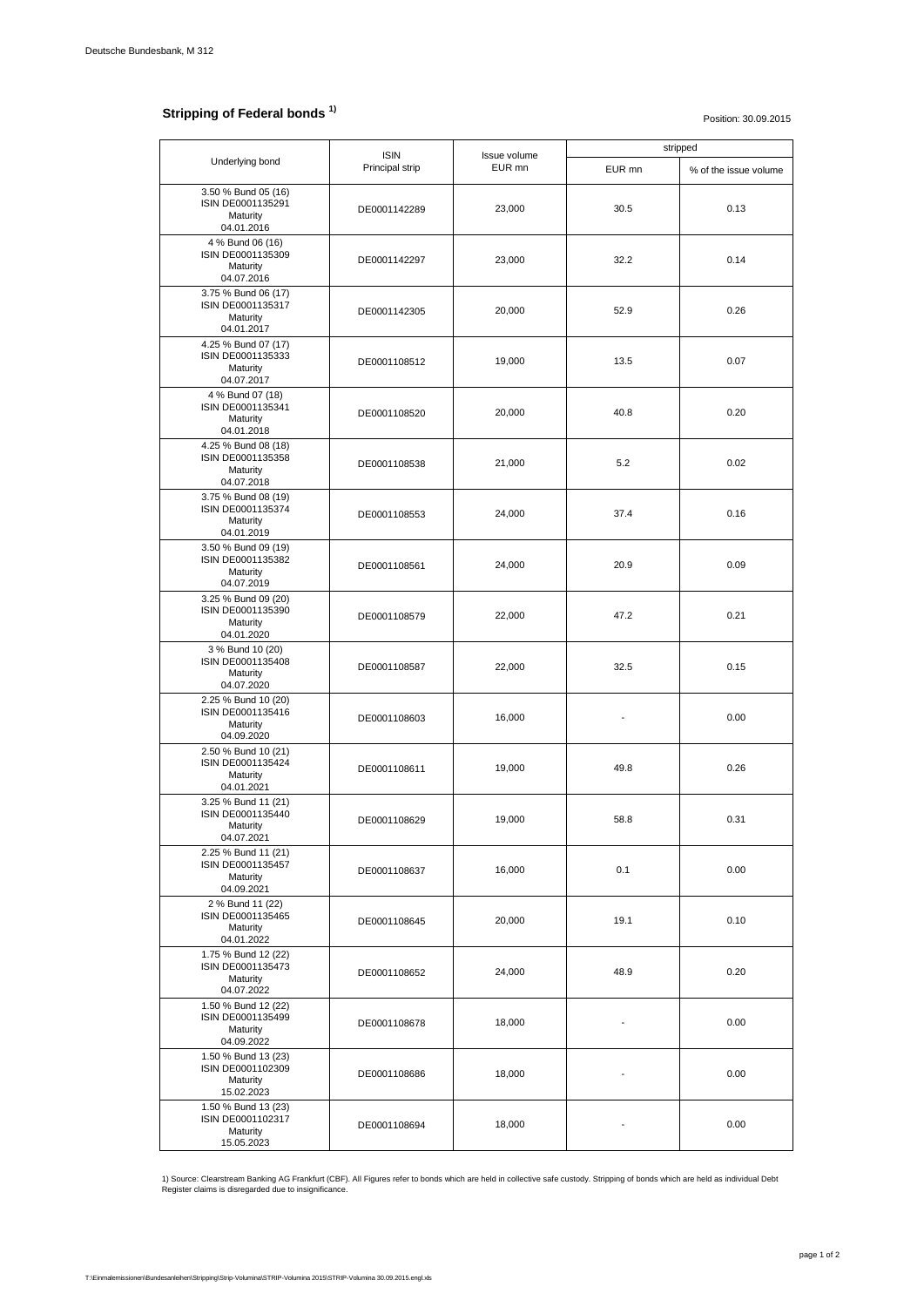Deutsche Bundesbank, M 312

## Stripping of Federal bonds [1)]

Position: 30.09.2015

| Underlying bond | ISIN Principal strip | Issue volume EUR mn | stripped | |
|---|---|---|---|---|
| | | | EUR mn | % of the issue volume |
| 3.50 % Bund 05 (16) ISIN DE0001135291 Maturity 04.01.2016 | DE0001142289 | 23,000 | 30.5 | 0.13 |
| 4 % Bund 06 (16) ISIN DE0001135309 Maturity 04.07.2016 | DE0001142297 | 23,000 | 32.2 | 0.14 |
| 3.75 % Bund 06 (17) ISIN DE0001135317 Maturity 04.01.2017 | DE0001142305 | 20,000 | 52.9 | 0.26 |
| 4.25 % Bund 07 (17) ISIN DE0001135333 Maturity 04.07.2017 | DE0001108512 | 19,000 | 13.5 | 0.07 |
| 4 % Bund 07 (18) ISIN DE0001135341 Maturity 04.01.2018 | DE0001108520 | 20,000 | 40.8 | 0.20 |
| 4.25 % Bund 08 (18) ISIN DE0001135358 Maturity 04.07.2018 | DE0001108538 | 21,000 | 5.2 | 0.02 |
| 3.75 % Bund 08 (19) ISIN DE0001135374 Maturity 04.01.2019 | DE0001108553 | 24,000 | 37.4 | 0.16 |
| 3.50 % Bund 09 (19) ISIN DE0001135382 Maturity 04.07.2019 | DE0001108561 | 24,000 | 20.9 | 0.09 |
| 3.25 % Bund 09 (20) ISIN DE0001135390 Maturity 04.01.2020 | DE0001108579 | 22,000 | 47.2 | 0.21 |
| 3 % Bund 10 (20) ISIN DE0001135408 Maturity 04.07.2020 | DE0001108587 | 22,000 | 32.5 | 0.15 |
| 2.25 % Bund 10 (20) ISIN DE0001135416 Maturity 04.09.2020 | DE0001108603 | 16,000 | - | 0.00 |
| 2.50 % Bund 10 (21) ISIN DE0001135424 Maturity 04.01.2021 | DE0001108611 | 19,000 | 49.8 | 0.26 |
| 3.25 % Bund 11 (21) ISIN DE0001135440 Maturity 04.07.2021 | DE0001108629 | 19,000 | 58.8 | 0.31 |
| 2.25 % Bund 11 (21) ISIN DE0001135457 Maturity 04.09.2021 | DE0001108637 | 16,000 | 0.1 | 0.00 |
| 2 % Bund 11 (22) ISIN DE0001135465 Maturity 04.01.2022 | DE0001108645 | 20,000 | 19.1 | 0.10 |
| 1.75 % Bund 12 (22) ISIN DE0001135473 Maturity 04.07.2022 | DE0001108652 | 24,000 | 48.9 | 0.20 |
| 1.50 % Bund 12 (22) ISIN DE0001135499 Maturity 04.09.2022 | DE0001108678 | 18,000 | - | 0.00 |
| 1.50 % Bund 13 (23) ISIN DE0001102309 Maturity 15.02.2023 | DE0001108686 | 18,000 | - | 0.00 |
| 1.50 % Bund 13 (23) ISIN DE0001102317 Maturity 15.05.2023 | DE0001108694 | 18,000 | - | 0.00 |

1) Source: Clearstream Banking AG Frankfurt (CBF). All Figures refer to bonds which are held in collective safe custody. Stripping of bonds which are held as individual Debt Register claims is disregarded due to insignificance.

T:\Einmalemissionen\Bundesanleihen\Stripping\Strip-Volumina\STRIP-Volumina 2015\STRIP-Volumina 30.09.2015.engl.xls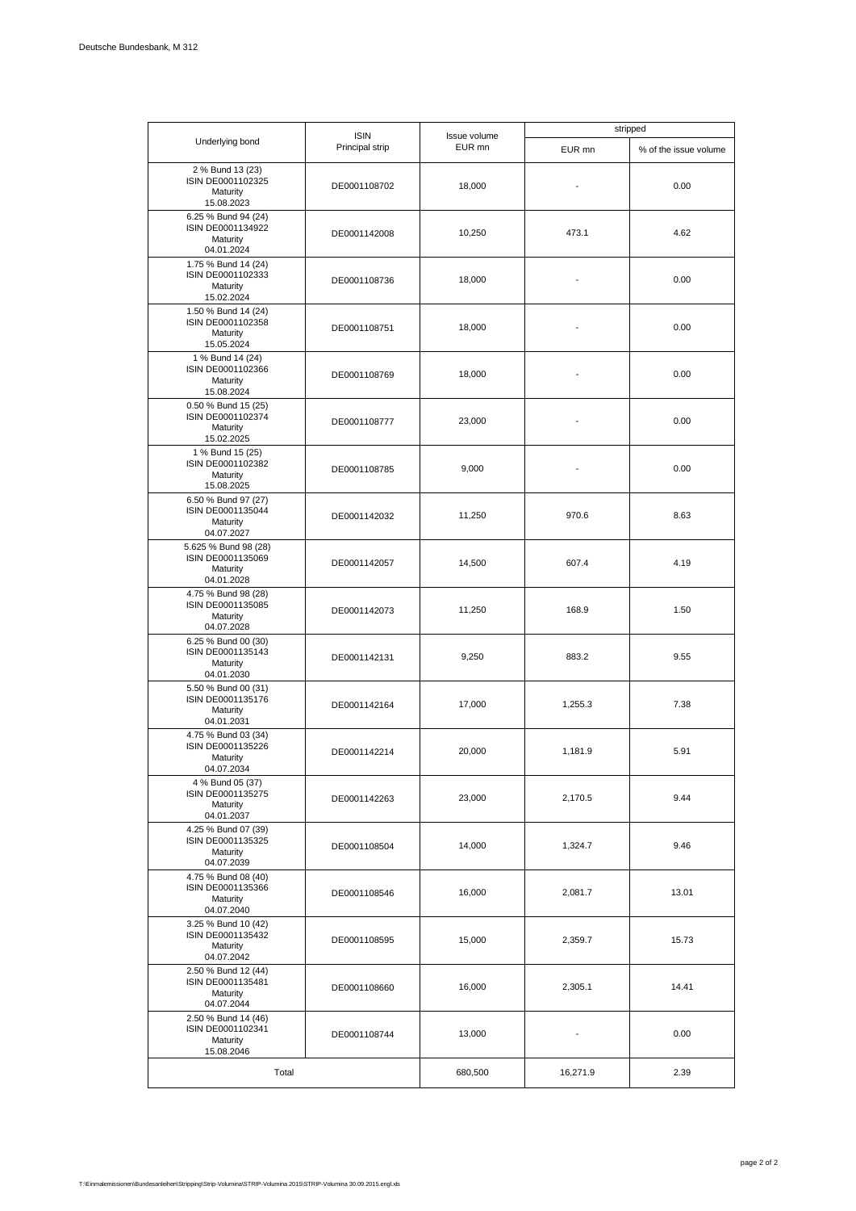| Underlying bond | ISIN Principal strip | Issue volume EUR mn | stripped | |
|---|---|---|---|---|
| | | | EUR mn | % of the issue volume |
| 2 % Bund 13 (23) ISIN DE0001102325 Maturity 15.08.2023 | DE0001108702 | 18,000 | - | 0.00 |
| 6.25 % Bund 94 (24) ISIN DE0001134922 Maturity 04.01.2024 | DE0001142008 | 10,250 | 473.1 | 4.62 |
| 1.75 % Bund 14 (24) ISIN DE0001102333 Maturity 15.02.2024 | DE0001108736 | 18,000 | - | 0.00 |
| 1.50 % Bund 14 (24) ISIN DE0001102358 Maturity 15.05.2024 | DE0001108751 | 18,000 | - | 0.00 |
| 1 % Bund 14 (24) ISIN DE0001102366 Maturity 15.08.2024 | DE0001108769 | 18,000 | - | 0.00 |
| 0.50 % Bund 15 (25) ISIN DE0001102374 Maturity 15.02.2025 | DE0001108777 | 23,000 | - | 0.00 |
| 1 % Bund 15 (25) ISIN DE0001102382 Maturity 15.08.2025 | DE0001108785 | 9,000 | - | 0.00 |
| 6.50 % Bund 97 (27) ISIN DE0001135044 Maturity 04.07.2027 | DE0001142032 | 11,250 | 970.6 | 8.63 |
| 5.625 % Bund 98 (28) ISIN DE0001135069 Maturity 04.01.2028 | DE0001142057 | 14,500 | 607.4 | 4.19 |
| 4.75 % Bund 98 (28) ISIN DE0001135085 Maturity 04.07.2028 | DE0001142073 | 11,250 | 168.9 | 1.50 |
| 6.25 % Bund 00 (30) ISIN DE0001135143 Maturity 04.01.2030 | DE0001142131 | 9,250 | 883.2 | 9.55 |
| 5.50 % Bund 00 (31) ISIN DE0001135176 Maturity 04.01.2031 | DE0001142164 | 17,000 | 1,255.3 | 7.38 |
| 4.75 % Bund 03 (34) ISIN DE0001135226 Maturity 04.07.2034 | DE0001142214 | 20,000 | 1,181.9 | 5.91 |
| 4 % Bund 05 (37) ISIN DE0001135275 Maturity 04.01.2037 | DE0001142263 | 23,000 | 2,170.5 | 9.44 |
| 4.25 % Bund 07 (39) ISIN DE0001135325 Maturity 04.07.2039 | DE0001108504 | 14,000 | 1,324.7 | 9.46 |
| 4.75 % Bund 08 (40) ISIN DE0001135366 Maturity 04.07.2040 | DE0001108546 | 16,000 | 2,081.7 | 13.01 |
| 3.25 % Bund 10 (42) ISIN DE0001135432 Maturity 04.07.2042 | DE0001108595 | 15,000 | 2,359.7 | 15.73 |
| 2.50 % Bund 12 (44) ISIN DE0001135481 Maturity 04.07.2044 | DE0001108660 | 16,000 | 2,305.1 | 14.41 |
| 2.50 % Bund 14 (46) ISIN DE0001102341 Maturity 15.08.2046 | DE0001108744 | 13,000 | - | 0.00 |
| Total | | 680,500 | 16,271.9 | 2.39 |